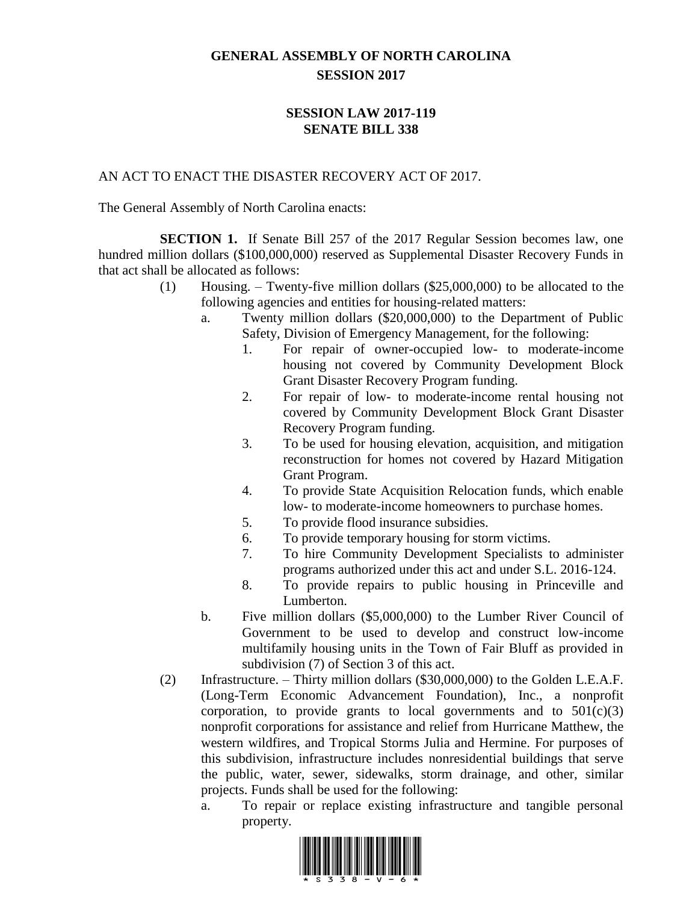# GENERAL ASSEMBLY OF NORTH CAROLINA
## SESSION 2017

## SESSION LAW 2017-119
## SENATE BILL 338

AN ACT TO ENACT THE DISASTER RECOVERY ACT OF 2017.

The General Assembly of North Carolina enacts:

**SECTION 1.** If Senate Bill 257 of the 2017 Regular Session becomes law, one hundred million dollars ($100,000,000) reserved as Supplemental Disaster Recovery Funds in that act shall be allocated as follows:

(1) Housing. – Twenty-five million dollars ($25,000,000) to be allocated to the following agencies and entities for housing-related matters:

a. Twenty million dollars ($20,000,000) to the Department of Public Safety, Division of Emergency Management, for the following:

1. For repair of owner-occupied low- to moderate-income housing not covered by Community Development Block Grant Disaster Recovery Program funding.
2. For repair of low- to moderate-income rental housing not covered by Community Development Block Grant Disaster Recovery Program funding.
3. To be used for housing elevation, acquisition, and mitigation reconstruction for homes not covered by Hazard Mitigation Grant Program.
4. To provide State Acquisition Relocation funds, which enable low- to moderate-income homeowners to purchase homes.
5. To provide flood insurance subsidies.
6. To provide temporary housing for storm victims.
7. To hire Community Development Specialists to administer programs authorized under this act and under S.L. 2016-124.
8. To provide repairs to public housing in Princeville and Lumberton.

b. Five million dollars ($5,000,000) to the Lumber River Council of Government to be used to develop and construct low-income multifamily housing units in the Town of Fair Bluff as provided in subdivision (7) of Section 3 of this act.

(2) Infrastructure. – Thirty million dollars ($30,000,000) to the Golden L.E.A.F. (Long-Term Economic Advancement Foundation), Inc., a nonprofit corporation, to provide grants to local governments and to 501(c)(3) nonprofit corporations for assistance and relief from Hurricane Matthew, the western wildfires, and Tropical Storms Julia and Hermine. For purposes of this subdivision, infrastructure includes nonresidential buildings that serve the public, water, sewer, sidewalks, storm drainage, and other, similar projects. Funds shall be used for the following:

a. To repair or replace existing infrastructure and tangible personal property.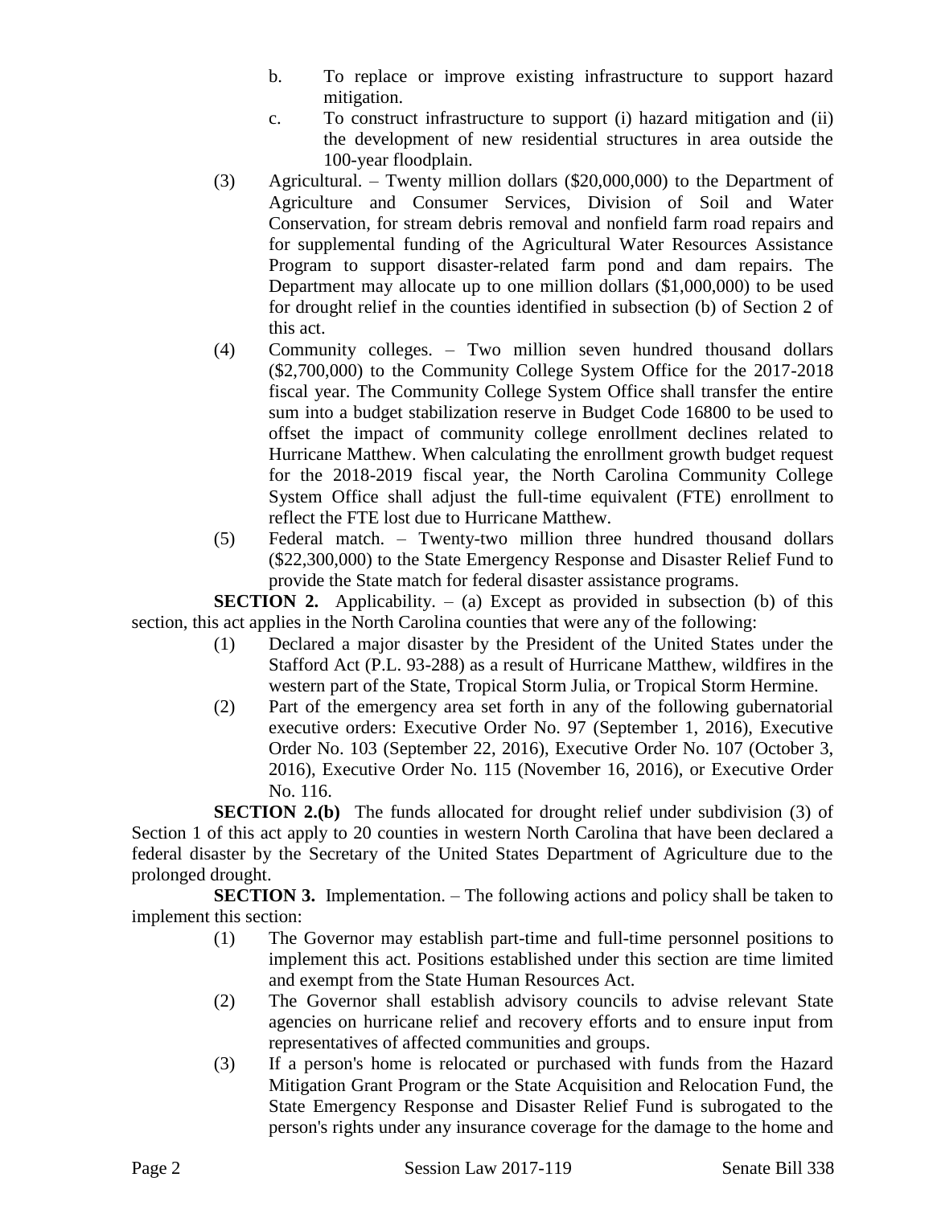b. To replace or improve existing infrastructure to support hazard mitigation.

c. To construct infrastructure to support (i) hazard mitigation and (ii) the development of new residential structures in area outside the 100-year floodplain.

(3) Agricultural. – Twenty million dollars ($20,000,000) to the Department of Agriculture and Consumer Services, Division of Soil and Water Conservation, for stream debris removal and nonfield farm road repairs and for supplemental funding of the Agricultural Water Resources Assistance Program to support disaster-related farm pond and dam repairs. The Department may allocate up to one million dollars ($1,000,000) to be used for drought relief in the counties identified in subsection (b) of Section 2 of this act.

(4) Community colleges. – Two million seven hundred thousand dollars ($2,700,000) to the Community College System Office for the 2017-2018 fiscal year. The Community College System Office shall transfer the entire sum into a budget stabilization reserve in Budget Code 16800 to be used to offset the impact of community college enrollment declines related to Hurricane Matthew. When calculating the enrollment growth budget request for the 2018-2019 fiscal year, the North Carolina Community College System Office shall adjust the full-time equivalent (FTE) enrollment to reflect the FTE lost due to Hurricane Matthew.

(5) Federal match. – Twenty-two million three hundred thousand dollars ($22,300,000) to the State Emergency Response and Disaster Relief Fund to provide the State match for federal disaster assistance programs.

**SECTION 2.** Applicability. – (a) Except as provided in subsection (b) of this section, this act applies in the North Carolina counties that were any of the following:

(1) Declared a major disaster by the President of the United States under the Stafford Act (P.L. 93-288) as a result of Hurricane Matthew, wildfires in the western part of the State, Tropical Storm Julia, or Tropical Storm Hermine.

(2) Part of the emergency area set forth in any of the following gubernatorial executive orders: Executive Order No. 97 (September 1, 2016), Executive Order No. 103 (September 22, 2016), Executive Order No. 107 (October 3, 2016), Executive Order No. 115 (November 16, 2016), or Executive Order No. 116.

**SECTION 2.(b)** The funds allocated for drought relief under subdivision (3) of Section 1 of this act apply to 20 counties in western North Carolina that have been declared a federal disaster by the Secretary of the United States Department of Agriculture due to the prolonged drought.

**SECTION 3.** Implementation. – The following actions and policy shall be taken to implement this section:

(1) The Governor may establish part-time and full-time personnel positions to implement this act. Positions established under this section are time limited and exempt from the State Human Resources Act.

(2) The Governor shall establish advisory councils to advise relevant State agencies on hurricane relief and recovery efforts and to ensure input from representatives of affected communities and groups.

(3) If a person's home is relocated or purchased with funds from the Hazard Mitigation Grant Program or the State Acquisition and Relocation Fund, the State Emergency Response and Disaster Relief Fund is subrogated to the person's rights under any insurance coverage for the damage to the home and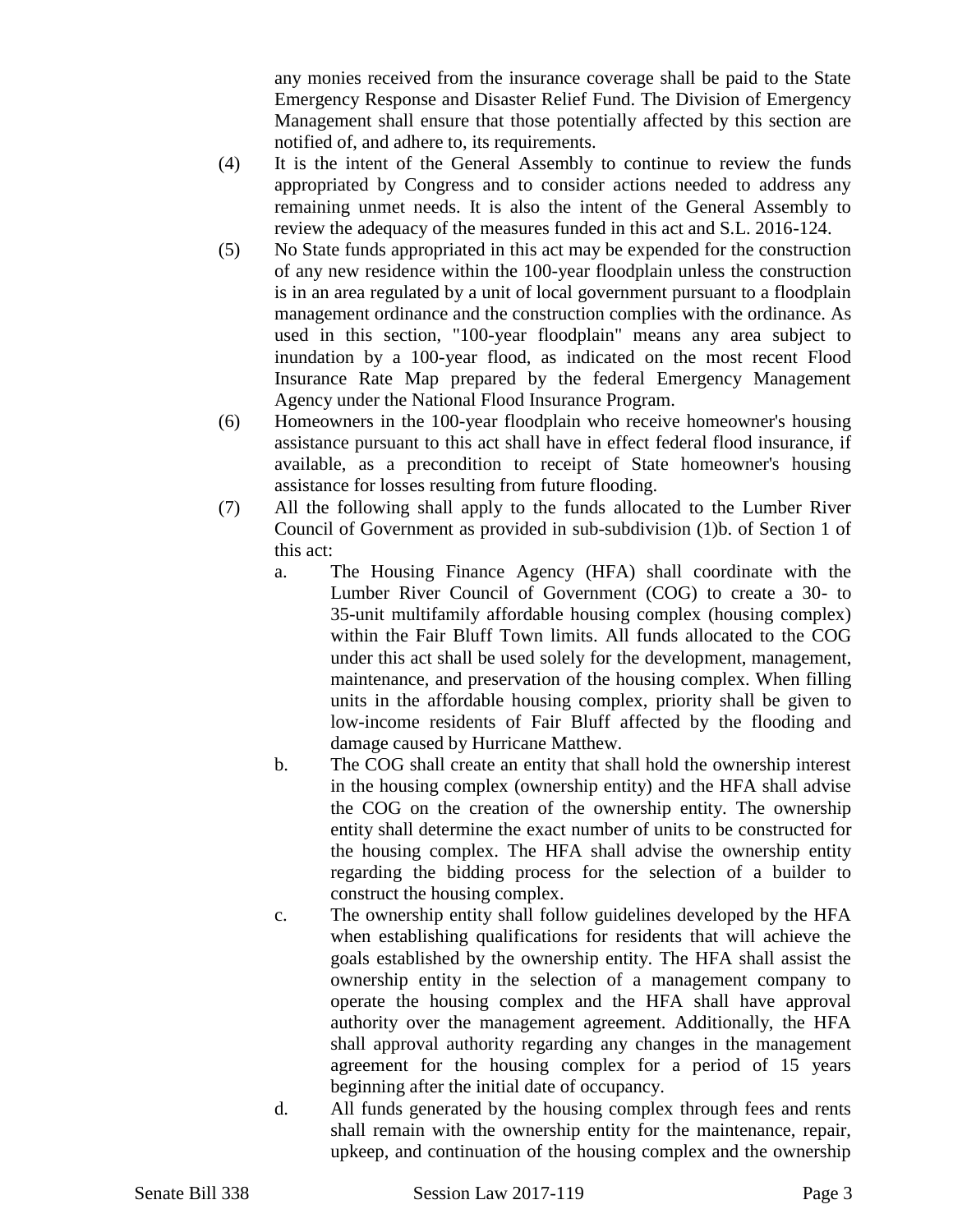any monies received from the insurance coverage shall be paid to the State Emergency Response and Disaster Relief Fund. The Division of Emergency Management shall ensure that those potentially affected by this section are notified of, and adhere to, its requirements.

(4) It is the intent of the General Assembly to continue to review the funds appropriated by Congress and to consider actions needed to address any remaining unmet needs. It is also the intent of the General Assembly to review the adequacy of the measures funded in this act and S.L. 2016-124.

(5) No State funds appropriated in this act may be expended for the construction of any new residence within the 100-year floodplain unless the construction is in an area regulated by a unit of local government pursuant to a floodplain management ordinance and the construction complies with the ordinance. As used in this section, "100-year floodplain" means any area subject to inundation by a 100-year flood, as indicated on the most recent Flood Insurance Rate Map prepared by the federal Emergency Management Agency under the National Flood Insurance Program.

(6) Homeowners in the 100-year floodplain who receive homeowner's housing assistance pursuant to this act shall have in effect federal flood insurance, if available, as a precondition to receipt of State homeowner's housing assistance for losses resulting from future flooding.

(7) All the following shall apply to the funds allocated to the Lumber River Council of Government as provided in sub-subdivision (1)b. of Section 1 of this act:

a. The Housing Finance Agency (HFA) shall coordinate with the Lumber River Council of Government (COG) to create a 30- to 35-unit multifamily affordable housing complex (housing complex) within the Fair Bluff Town limits. All funds allocated to the COG under this act shall be used solely for the development, management, maintenance, and preservation of the housing complex. When filling units in the affordable housing complex, priority shall be given to low-income residents of Fair Bluff affected by the flooding and damage caused by Hurricane Matthew.

b. The COG shall create an entity that shall hold the ownership interest in the housing complex (ownership entity) and the HFA shall advise the COG on the creation of the ownership entity. The ownership entity shall determine the exact number of units to be constructed for the housing complex. The HFA shall advise the ownership entity regarding the bidding process for the selection of a builder to construct the housing complex.

c. The ownership entity shall follow guidelines developed by the HFA when establishing qualifications for residents that will achieve the goals established by the ownership entity. The HFA shall assist the ownership entity in the selection of a management company to operate the housing complex and the HFA shall have approval authority over the management agreement. Additionally, the HFA shall approval authority regarding any changes in the management agreement for the housing complex for a period of 15 years beginning after the initial date of occupancy.

d. All funds generated by the housing complex through fees and rents shall remain with the ownership entity for the maintenance, repair, upkeep, and continuation of the housing complex and the ownership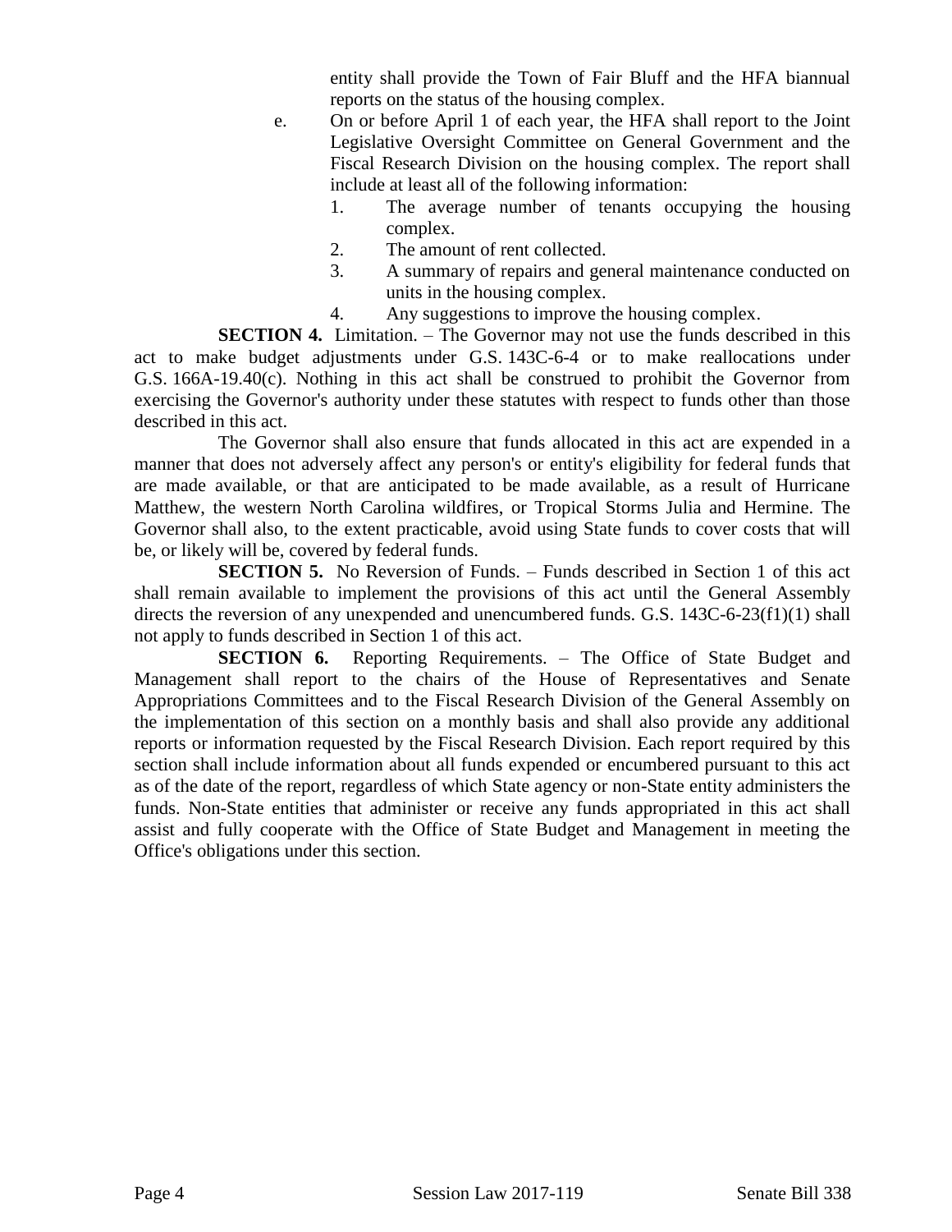entity shall provide the Town of Fair Bluff and the HFA biannual reports on the status of the housing complex.

e. On or before April 1 of each year, the HFA shall report to the Joint Legislative Oversight Committee on General Government and the Fiscal Research Division on the housing complex. The report shall include at least all of the following information:

   1. The average number of tenants occupying the housing complex.
   2. The amount of rent collected.
   3. A summary of repairs and general maintenance conducted on units in the housing complex.
   4. Any suggestions to improve the housing complex.

**SECTION 4.** Limitation. – The Governor may not use the funds described in this act to make budget adjustments under G.S. 143C-6-4 or to make reallocations under G.S. 166A-19.40(c). Nothing in this act shall be construed to prohibit the Governor from exercising the Governor's authority under these statutes with respect to funds other than those described in this act.

The Governor shall also ensure that funds allocated in this act are expended in a manner that does not adversely affect any person's or entity's eligibility for federal funds that are made available, or that are anticipated to be made available, as a result of Hurricane Matthew, the western North Carolina wildfires, or Tropical Storms Julia and Hermine. The Governor shall also, to the extent practicable, avoid using State funds to cover costs that will be, or likely will be, covered by federal funds.

**SECTION 5.** No Reversion of Funds. – Funds described in Section 1 of this act shall remain available to implement the provisions of this act until the General Assembly directs the reversion of any unexpended and unencumbered funds. G.S. 143C-6-23(f1)(1) shall not apply to funds described in Section 1 of this act.

**SECTION 6.** Reporting Requirements. – The Office of State Budget and Management shall report to the chairs of the House of Representatives and Senate Appropriations Committees and to the Fiscal Research Division of the General Assembly on the implementation of this section on a monthly basis and shall also provide any additional reports or information requested by the Fiscal Research Division. Each report required by this section shall include information about all funds expended or encumbered pursuant to this act as of the date of the report, regardless of which State agency or non-State entity administers the funds. Non-State entities that administer or receive any funds appropriated in this act shall assist and fully cooperate with the Office of State Budget and Management in meeting the Office's obligations under this section.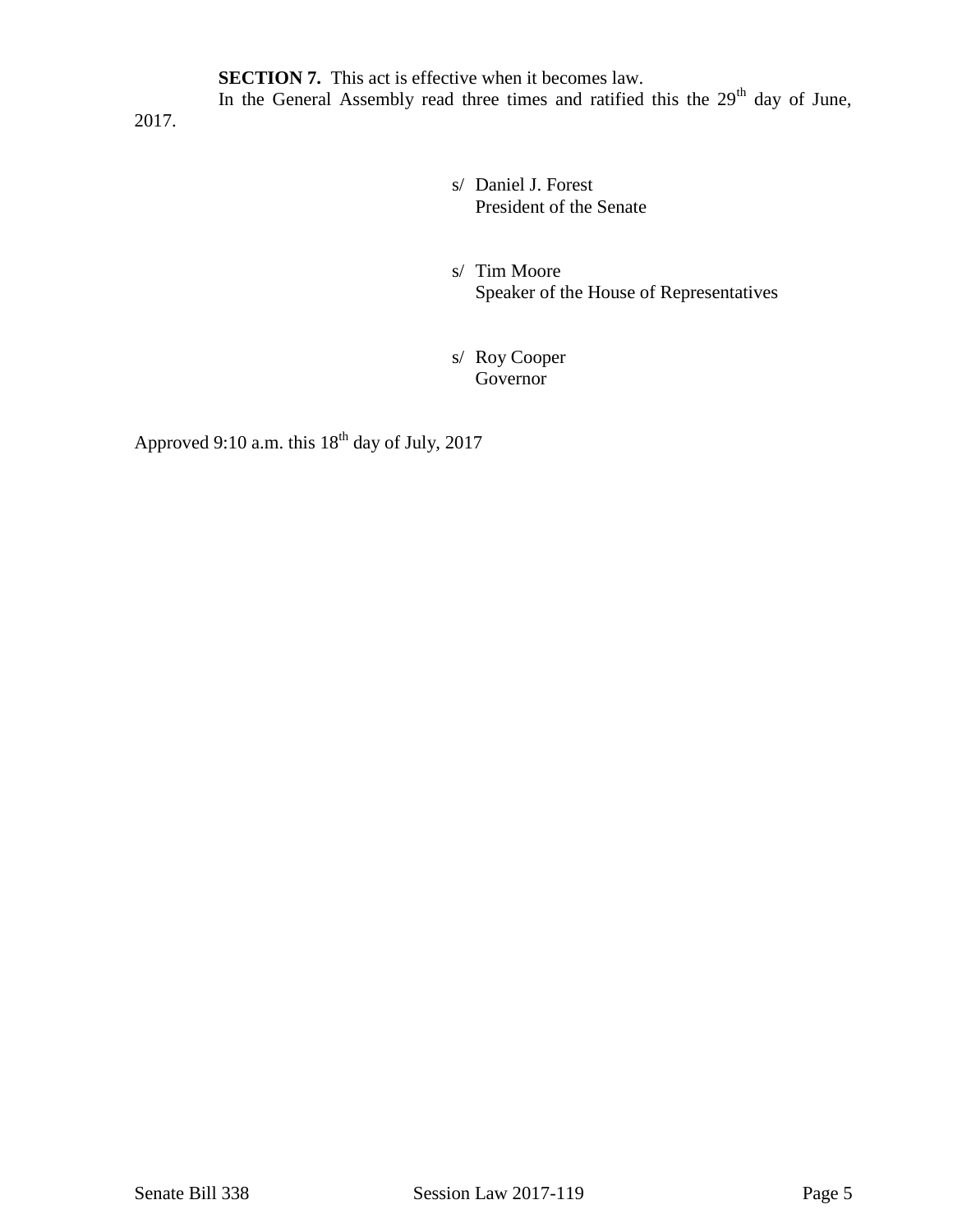**SECTION 7.** This act is effective when it becomes law.

In the General Assembly read three times and ratified this the 29th day of June, 2017.

s/ Daniel J. Forest
President of the Senate

s/ Tim Moore
Speaker of the House of Representatives

s/ Roy Cooper
Governor

Approved 9:10 a.m. this 18th day of July, 2017